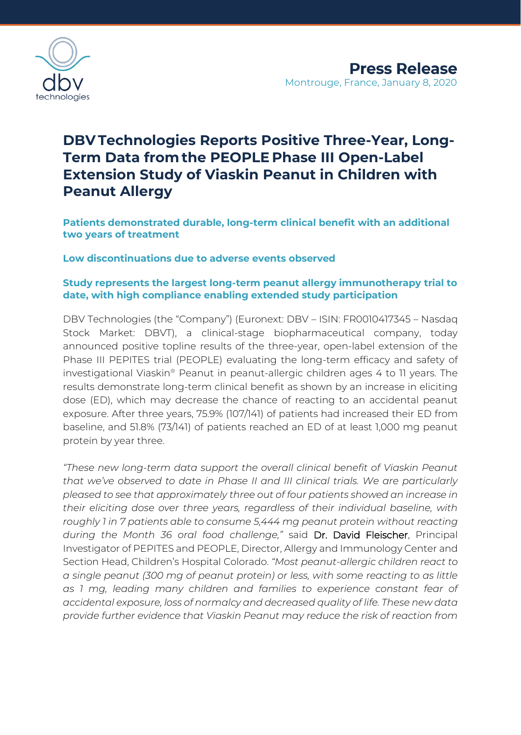**Press Release**
Montrouge, France, January 8, 2020

# DBV Technologies Reports Positive Three-Year, Long-Term Data from the PEOPLE Phase III Open-Label Extension Study of Viaskin Peanut in Children with Peanut Allergy

**Patients demonstrated durable, long-term clinical benefit with an additional two years of treatment**

**Low discontinuations due to adverse events observed**

**Study represents the largest long-term peanut allergy immunotherapy trial to date, with high compliance enabling extended study participation**

DBV Technologies (the "Company") (Euronext: DBV – ISIN: FR0010417345 – Nasdaq Stock Market: DBVT), a clinical-stage biopharmaceutical company, today announced positive topline results of the three-year, open-label extension of the Phase III PEPITES trial (PEOPLE) evaluating the long-term efficacy and safety of investigational Viaskin® Peanut in peanut-allergic children ages 4 to 11 years. The results demonstrate long-term clinical benefit as shown by an increase in eliciting dose (ED), which may decrease the chance of reacting to an accidental peanut exposure. After three years, 75.9% (107/141) of patients had increased their ED from baseline, and 51.8% (73/141) of patients reached an ED of at least 1,000 mg peanut protein by year three.

*"These new long-term data support the overall clinical benefit of Viaskin Peanut that we've observed to date in Phase II and III clinical trials. We are particularly pleased to see that approximately three out of four patients showed an increase in their eliciting dose over three years, regardless of their individual baseline, with roughly 1 in 7 patients able to consume 5,444 mg peanut protein without reacting during the Month 36 oral food challenge,"* said Dr. David Fleischer, Principal Investigator of PEPITES and PEOPLE, Director, Allergy and Immunology Center and Section Head, Children's Hospital Colorado. *"Most peanut-allergic children react to a single peanut (300 mg of peanut protein) or less, with some reacting to as little as 1 mg, leading many children and families to experience constant fear of accidental exposure, loss of normalcy and decreased quality of life. These new data provide further evidence that Viaskin Peanut may reduce the risk of reaction from*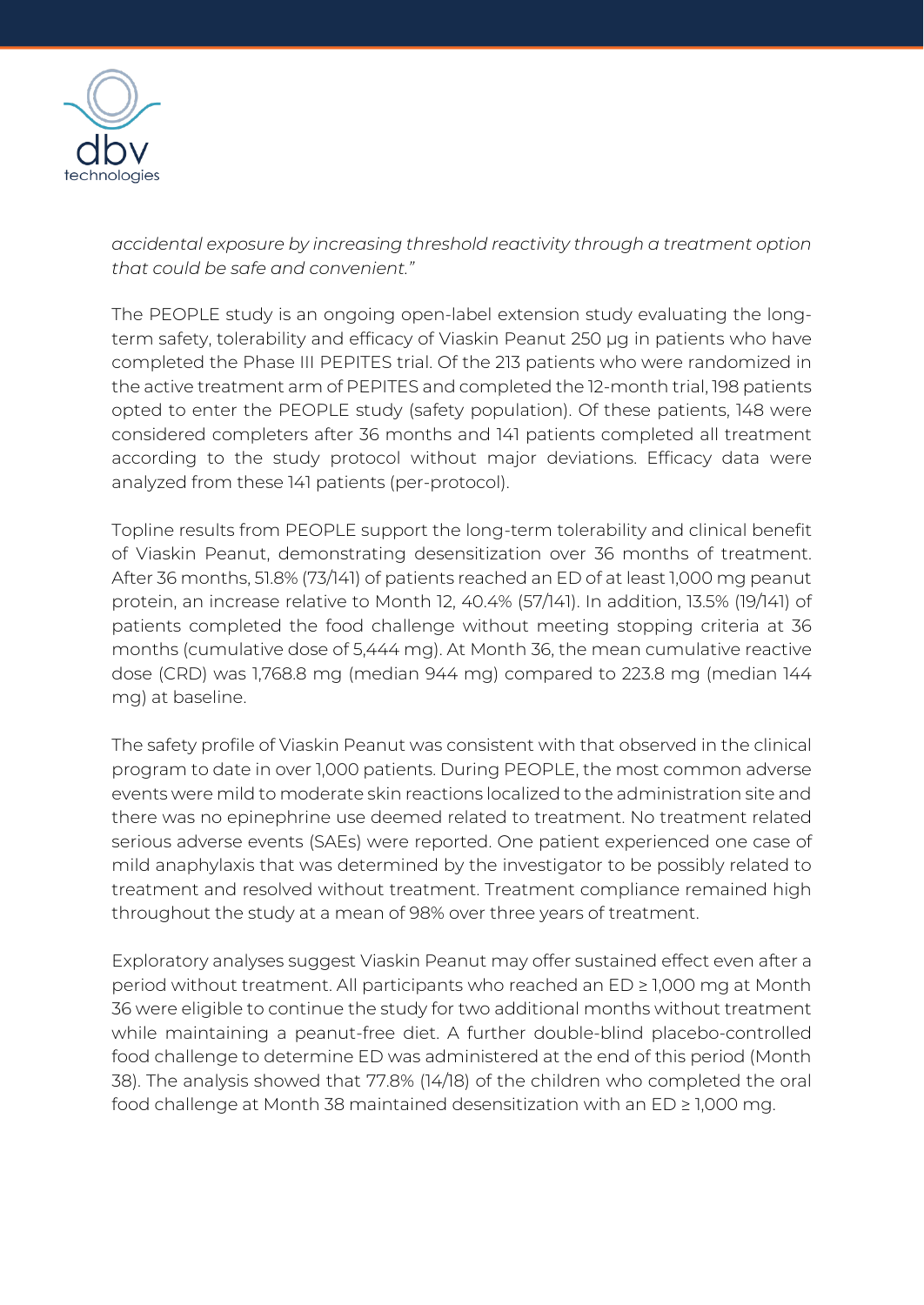*accidental exposure by increasing threshold reactivity through a treatment option that could be safe and convenient."*

The PEOPLE study is an ongoing open-label extension study evaluating the long-term safety, tolerability and efficacy of Viaskin Peanut 250 µg in patients who have completed the Phase III PEPITES trial. Of the 213 patients who were randomized in the active treatment arm of PEPITES and completed the 12-month trial, 198 patients opted to enter the PEOPLE study (safety population). Of these patients, 148 were considered completers after 36 months and 141 patients completed all treatment according to the study protocol without major deviations. Efficacy data were analyzed from these 141 patients (per-protocol).

Topline results from PEOPLE support the long-term tolerability and clinical benefit of Viaskin Peanut, demonstrating desensitization over 36 months of treatment. After 36 months, 51.8% (73/141) of patients reached an ED of at least 1,000 mg peanut protein, an increase relative to Month 12, 40.4% (57/141). In addition, 13.5% (19/141) of patients completed the food challenge without meeting stopping criteria at 36 months (cumulative dose of 5,444 mg). At Month 36, the mean cumulative reactive dose (CRD) was 1,768.8 mg (median 944 mg) compared to 223.8 mg (median 144 mg) at baseline.

The safety profile of Viaskin Peanut was consistent with that observed in the clinical program to date in over 1,000 patients. During PEOPLE, the most common adverse events were mild to moderate skin reactions localized to the administration site and there was no epinephrine use deemed related to treatment. No treatment related serious adverse events (SAEs) were reported. One patient experienced one case of mild anaphylaxis that was determined by the investigator to be possibly related to treatment and resolved without treatment. Treatment compliance remained high throughout the study at a mean of 98% over three years of treatment.

Exploratory analyses suggest Viaskin Peanut may offer sustained effect even after a period without treatment. All participants who reached an ED ≥ 1,000 mg at Month 36 were eligible to continue the study for two additional months without treatment while maintaining a peanut-free diet. A further double-blind placebo-controlled food challenge to determine ED was administered at the end of this period (Month 38). The analysis showed that 77.8% (14/18) of the children who completed the oral food challenge at Month 38 maintained desensitization with an ED ≥ 1,000 mg.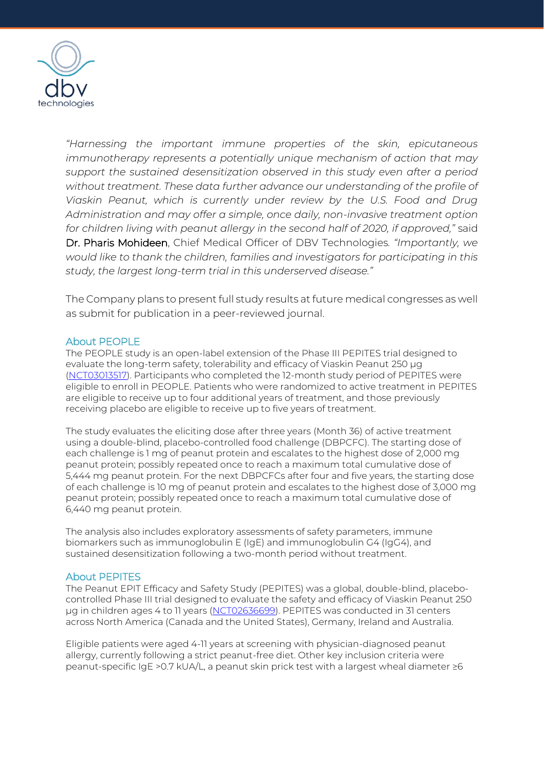*"Harnessing the important immune properties of the skin, epicutaneous immunotherapy represents a potentially unique mechanism of action that may support the sustained desensitization observed in this study even after a period without treatment. These data further advance our understanding of the profile of Viaskin Peanut, which is currently under review by the U.S. Food and Drug Administration and may offer a simple, once daily, non-invasive treatment option for children living with peanut allergy in the second half of 2020, if approved,"* said Dr. Pharis Mohideen, Chief Medical Officer of DBV Technologies. *"Importantly, we would like to thank the children, families and investigators for participating in this study, the largest long-term trial in this underserved disease."*

The Company plans to present full study results at future medical congresses as well as submit for publication in a peer-reviewed journal.

## About PEOPLE

The PEOPLE study is an open-label extension of the Phase III PEPITES trial designed to evaluate the long-term safety, tolerability and efficacy of Viaskin Peanut 250 µg ([NCT03013517](NCT03013517)). Participants who completed the 12-month study period of PEPITES were eligible to enroll in PEOPLE. Patients who were randomized to active treatment in PEPITES are eligible to receive up to four additional years of treatment, and those previously receiving placebo are eligible to receive up to five years of treatment.

The study evaluates the eliciting dose after three years (Month 36) of active treatment using a double-blind, placebo-controlled food challenge (DBPCFC). The starting dose of each challenge is 1 mg of peanut protein and escalates to the highest dose of 2,000 mg peanut protein; possibly repeated once to reach a maximum total cumulative dose of 5,444 mg peanut protein. For the next DBPCFCs after four and five years, the starting dose of each challenge is 10 mg of peanut protein and escalates to the highest dose of 3,000 mg peanut protein; possibly repeated once to reach a maximum total cumulative dose of 6,440 mg peanut protein.

The analysis also includes exploratory assessments of safety parameters, immune biomarkers such as immunoglobulin E (IgE) and immunoglobulin G4 (IgG4), and sustained desensitization following a two-month period without treatment.

## About PEPITES

The Peanut EPIT Efficacy and Safety Study (PEPITES) was a global, double-blind, placebo-controlled Phase III trial designed to evaluate the safety and efficacy of Viaskin Peanut 250 µg in children ages 4 to 11 years ([NCT02636699](NCT02636699)). PEPITES was conducted in 31 centers across North America (Canada and the United States), Germany, Ireland and Australia.

Eligible patients were aged 4-11 years at screening with physician-diagnosed peanut allergy, currently following a strict peanut-free diet. Other key inclusion criteria were peanut-specific IgE >0.7 kUA/L, a peanut skin prick test with a largest wheal diameter ≥6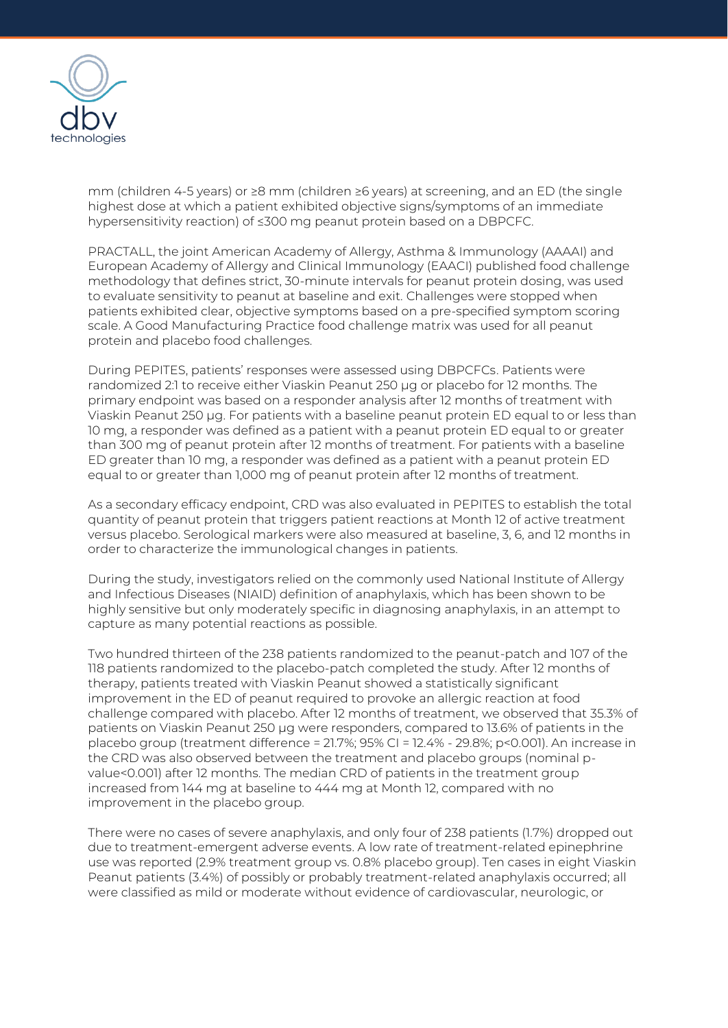mm (children 4-5 years) or ≥8 mm (children ≥6 years) at screening, and an ED (the single highest dose at which a patient exhibited objective signs/symptoms of an immediate hypersensitivity reaction) of ≤300 mg peanut protein based on a DBPCFC.

PRACTALL, the joint American Academy of Allergy, Asthma & Immunology (AAAAI) and European Academy of Allergy and Clinical Immunology (EAACI) published food challenge methodology that defines strict, 30-minute intervals for peanut protein dosing, was used to evaluate sensitivity to peanut at baseline and exit. Challenges were stopped when patients exhibited clear, objective symptoms based on a pre-specified symptom scoring scale. A Good Manufacturing Practice food challenge matrix was used for all peanut protein and placebo food challenges.

During PEPITES, patients' responses were assessed using DBPCFCs. Patients were randomized 2:1 to receive either Viaskin Peanut 250 µg or placebo for 12 months. The primary endpoint was based on a responder analysis after 12 months of treatment with Viaskin Peanut 250 µg. For patients with a baseline peanut protein ED equal to or less than 10 mg, a responder was defined as a patient with a peanut protein ED equal to or greater than 300 mg of peanut protein after 12 months of treatment. For patients with a baseline ED greater than 10 mg, a responder was defined as a patient with a peanut protein ED equal to or greater than 1,000 mg of peanut protein after 12 months of treatment.

As a secondary efficacy endpoint, CRD was also evaluated in PEPITES to establish the total quantity of peanut protein that triggers patient reactions at Month 12 of active treatment versus placebo. Serological markers were also measured at baseline, 3, 6, and 12 months in order to characterize the immunological changes in patients.

During the study, investigators relied on the commonly used National Institute of Allergy and Infectious Diseases (NIAID) definition of anaphylaxis, which has been shown to be highly sensitive but only moderately specific in diagnosing anaphylaxis, in an attempt to capture as many potential reactions as possible.

Two hundred thirteen of the 238 patients randomized to the peanut-patch and 107 of the 118 patients randomized to the placebo-patch completed the study. After 12 months of therapy, patients treated with Viaskin Peanut showed a statistically significant improvement in the ED of peanut required to provoke an allergic reaction at food challenge compared with placebo. After 12 months of treatment, we observed that 35.3% of patients on Viaskin Peanut 250 µg were responders, compared to 13.6% of patients in the placebo group (treatment difference = 21.7%; 95% CI = 12.4% - 29.8%; $p<0.001$). An increase in the CRD was also observed between the treatment and placebo groups (nominal p-value<0.001) after 12 months. The median CRD of patients in the treatment group increased from 144 mg at baseline to 444 mg at Month 12, compared with no improvement in the placebo group.

There were no cases of severe anaphylaxis, and only four of 238 patients (1.7%) dropped out due to treatment-emergent adverse events. A low rate of treatment-related epinephrine use was reported (2.9% treatment group vs. 0.8% placebo group). Ten cases in eight Viaskin Peanut patients (3.4%) of possibly or probably treatment-related anaphylaxis occurred; all were classified as mild or moderate without evidence of cardiovascular, neurologic, or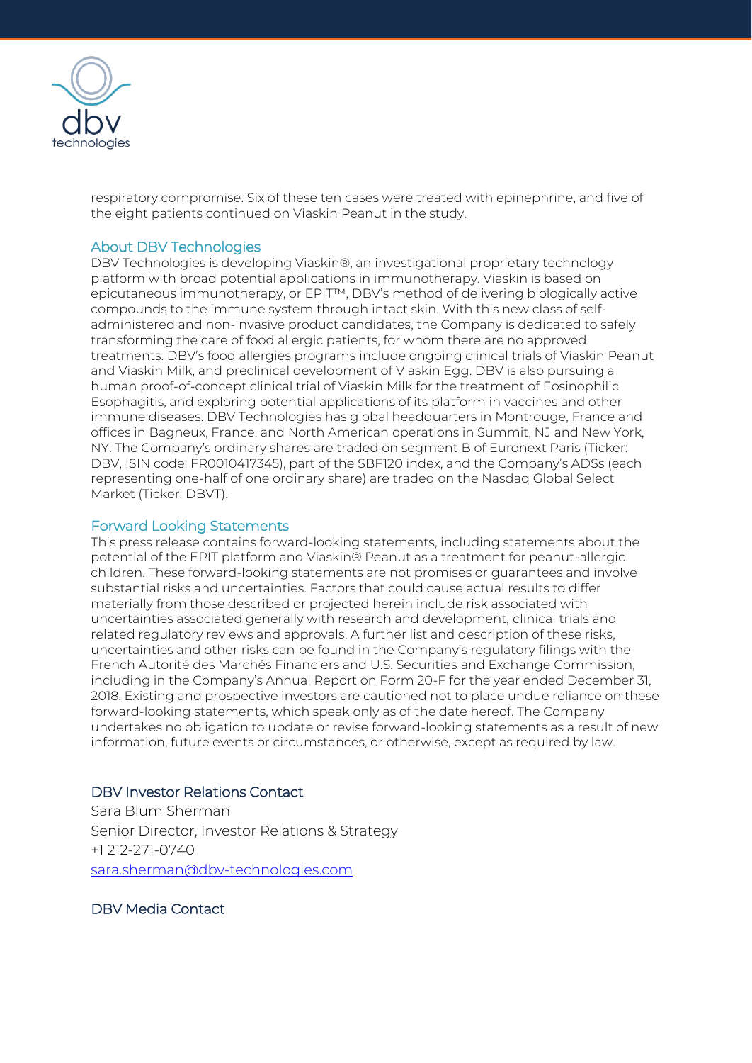respiratory compromise. Six of these ten cases were treated with epinephrine, and five of the eight patients continued on Viaskin Peanut in the study.

## About DBV Technologies

DBV Technologies is developing Viaskin®, an investigational proprietary technology platform with broad potential applications in immunotherapy. Viaskin is based on epicutaneous immunotherapy, or EPIT™, DBV's method of delivering biologically active compounds to the immune system through intact skin. With this new class of self-administered and non-invasive product candidates, the Company is dedicated to safely transforming the care of food allergic patients, for whom there are no approved treatments. DBV's food allergies programs include ongoing clinical trials of Viaskin Peanut and Viaskin Milk, and preclinical development of Viaskin Egg. DBV is also pursuing a human proof-of-concept clinical trial of Viaskin Milk for the treatment of Eosinophilic Esophagitis, and exploring potential applications of its platform in vaccines and other immune diseases. DBV Technologies has global headquarters in Montrouge, France and offices in Bagneux, France, and North American operations in Summit, NJ and New York, NY. The Company's ordinary shares are traded on segment B of Euronext Paris (Ticker: DBV, ISIN code: FR0010417345), part of the SBF120 index, and the Company's ADSs (each representing one-half of one ordinary share) are traded on the Nasdaq Global Select Market (Ticker: DBVT).

## Forward Looking Statements

This press release contains forward-looking statements, including statements about the potential of the EPIT platform and Viaskin® Peanut as a treatment for peanut-allergic children. These forward-looking statements are not promises or guarantees and involve substantial risks and uncertainties. Factors that could cause actual results to differ materially from those described or projected herein include risk associated with uncertainties associated generally with research and development, clinical trials and related regulatory reviews and approvals. A further list and description of these risks, uncertainties and other risks can be found in the Company's regulatory filings with the French Autorité des Marchés Financiers and U.S. Securities and Exchange Commission, including in the Company's Annual Report on Form 20-F for the year ended December 31, 2018. Existing and prospective investors are cautioned not to place undue reliance on these forward-looking statements, which speak only as of the date hereof. The Company undertakes no obligation to update or revise forward-looking statements as a result of new information, future events or circumstances, or otherwise, except as required by law.

### DBV Investor Relations Contact

Sara Blum Sherman
Senior Director, Investor Relations & Strategy
+1 212-271-0740
sara.sherman@dbv-technologies.com

### DBV Media Contact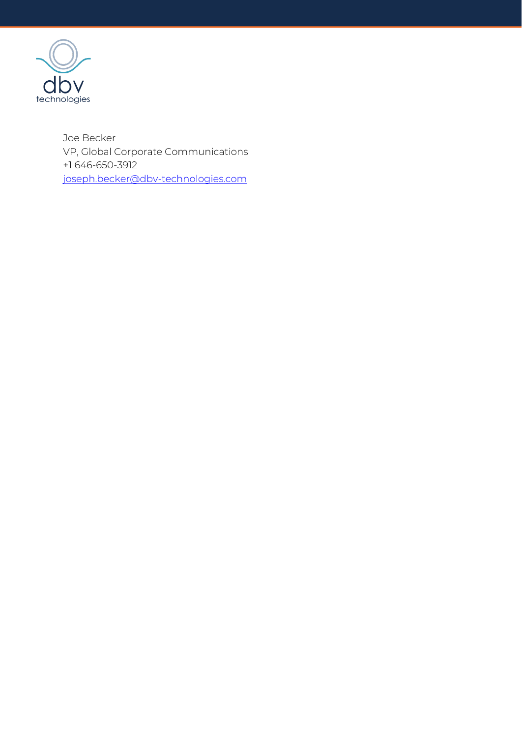Joe Becker
VP, Global Corporate Communications
+1 646-650-3912
joseph.becker@dbv-technologies.com